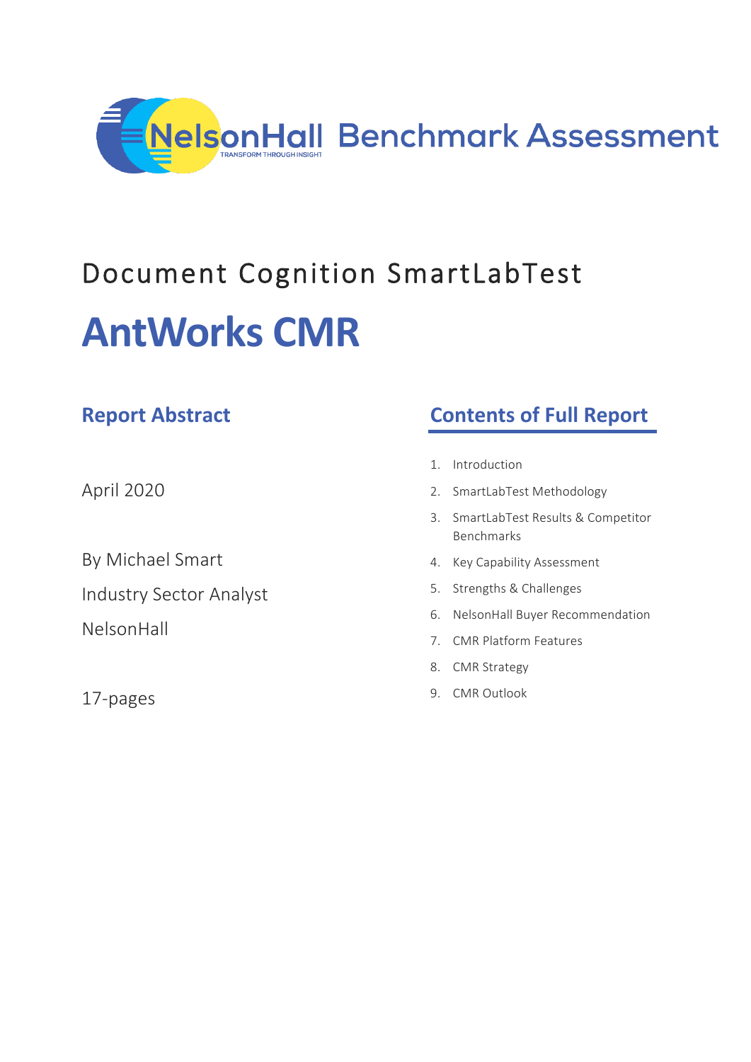NelsonHall Benchmark Assessment

Document Cognition SmartLabTest

# AntWorks CMR

## Report Abstract

April 2020

By Michael Smart

Industry Sector Analyst

NelsonHall

17-pages

## Contents of Full Report

1. Introduction
2. SmartLabTest Methodology
3. SmartLabTest Results & Competitor Benchmarks
4. Key Capability Assessment
5. Strengths & Challenges
6. NelsonHall Buyer Recommendation
7. CMR Platform Features
8. CMR Strategy
9. CMR Outlook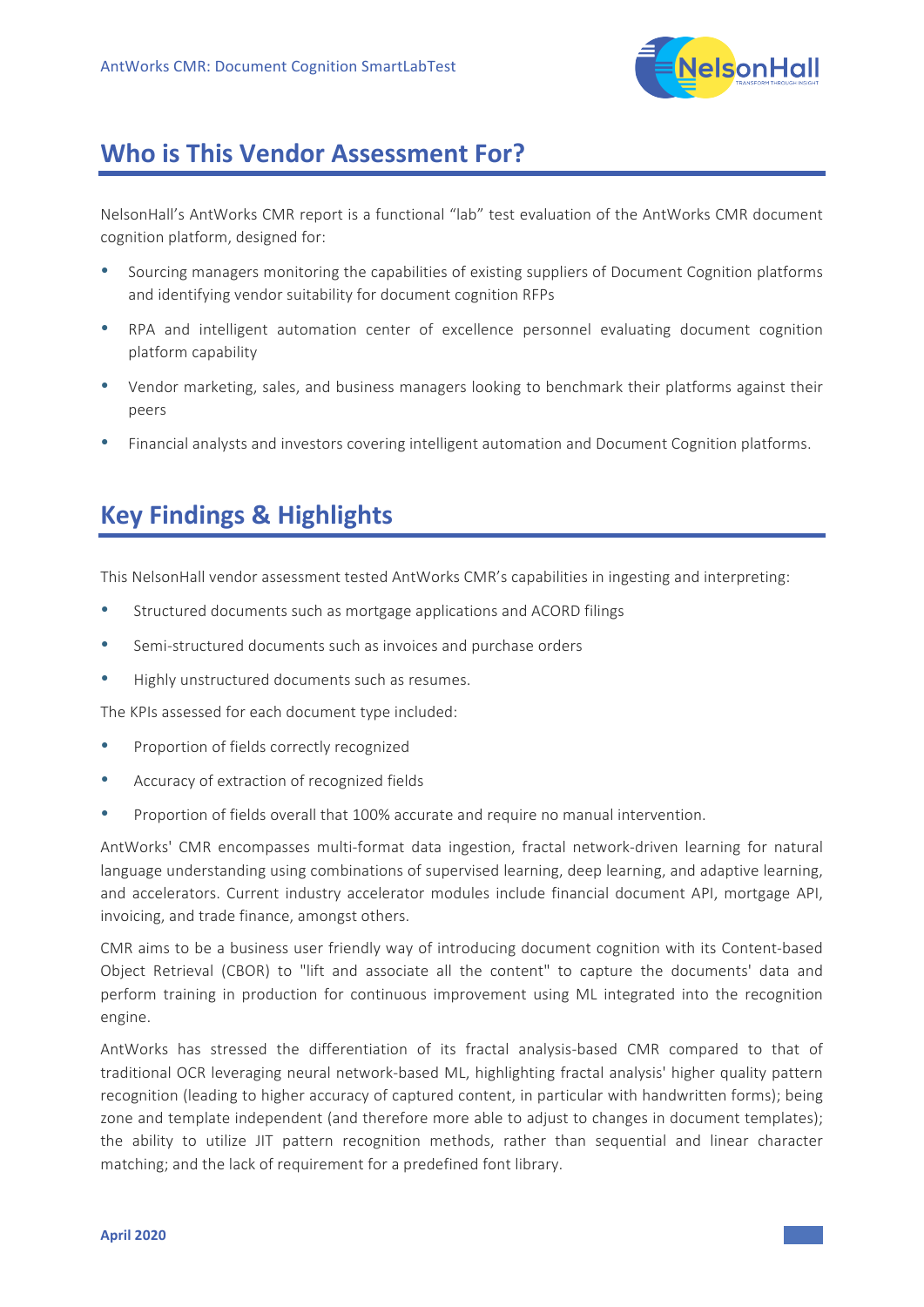## Who is This Vendor Assessment For?

NelsonHall's AntWorks CMR report is a functional "lab" test evaluation of the AntWorks CMR document cognition platform, designed for:

- Sourcing managers monitoring the capabilities of existing suppliers of Document Cognition platforms and identifying vendor suitability for document cognition RFPs
- RPA and intelligent automation center of excellence personnel evaluating document cognition platform capability
- Vendor marketing, sales, and business managers looking to benchmark their platforms against their peers
- Financial analysts and investors covering intelligent automation and Document Cognition platforms.

## Key Findings & Highlights

This NelsonHall vendor assessment tested AntWorks CMR's capabilities in ingesting and interpreting:

- Structured documents such as mortgage applications and ACORD filings
- Semi-structured documents such as invoices and purchase orders
- Highly unstructured documents such as resumes.

The KPIs assessed for each document type included:

- Proportion of fields correctly recognized
- Accuracy of extraction of recognized fields
- Proportion of fields overall that 100% accurate and require no manual intervention.

AntWorks' CMR encompasses multi-format data ingestion, fractal network-driven learning for natural language understanding using combinations of supervised learning, deep learning, and adaptive learning, and accelerators. Current industry accelerator modules include financial document API, mortgage API, invoicing, and trade finance, amongst others.

CMR aims to be a business user friendly way of introducing document cognition with its Content-based Object Retrieval (CBOR) to "lift and associate all the content" to capture the documents' data and perform training in production for continuous improvement using ML integrated into the recognition engine.

AntWorks has stressed the differentiation of its fractal analysis-based CMR compared to that of traditional OCR leveraging neural network-based ML, highlighting fractal analysis' higher quality pattern recognition (leading to higher accuracy of captured content, in particular with handwritten forms); being zone and template independent (and therefore more able to adjust to changes in document templates); the ability to utilize JIT pattern recognition methods, rather than sequential and linear character matching; and the lack of requirement for a predefined font library.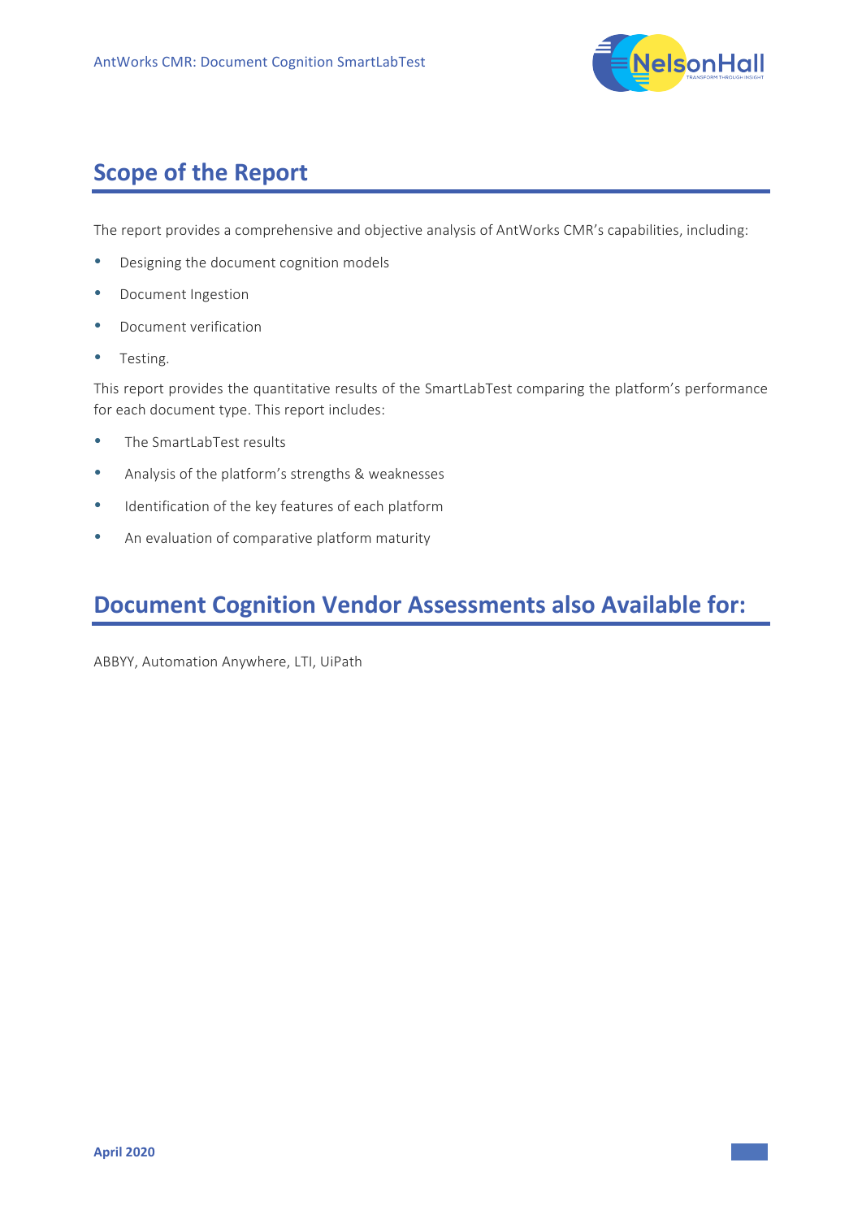## Scope of the Report

The report provides a comprehensive and objective analysis of AntWorks CMR's capabilities, including:

- Designing the document cognition models
- Document Ingestion
- Document verification
- Testing.

This report provides the quantitative results of the SmartLabTest comparing the platform's performance for each document type. This report includes:

- The SmartLabTest results
- Analysis of the platform's strengths & weaknesses
- Identification of the key features of each platform
- An evaluation of comparative platform maturity

## Document Cognition Vendor Assessments also Available for:

ABBYY, Automation Anywhere, LTI, UiPath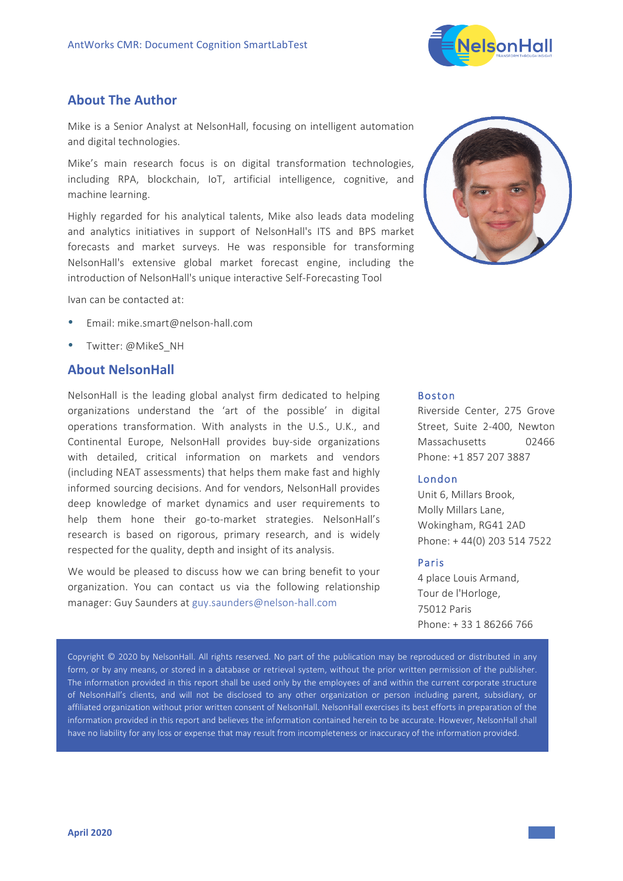## About The Author

Mike is a Senior Analyst at NelsonHall, focusing on intelligent automation and digital technologies.

Mike's main research focus is on digital transformation technologies, including RPA, blockchain, IoT, artificial intelligence, cognitive, and machine learning.

Highly regarded for his analytical talents, Mike also leads data modeling and analytics initiatives in support of NelsonHall's ITS and BPS market forecasts and market surveys. He was responsible for transforming NelsonHall's extensive global market forecast engine, including the introduction of NelsonHall's unique interactive Self-Forecasting Tool

Ivan can be contacted at:

- Email: mike.smart@nelson-hall.com
- Twitter: @MikeS_NH

## About NelsonHall

NelsonHall is the leading global analyst firm dedicated to helping organizations understand the 'art of the possible' in digital operations transformation. With analysts in the U.S., U.K., and Continental Europe, NelsonHall provides buy-side organizations with detailed, critical information on markets and vendors (including NEAT assessments) that helps them make fast and highly informed sourcing decisions. And for vendors, NelsonHall provides deep knowledge of market dynamics and user requirements to help them hone their go-to-market strategies. NelsonHall's research is based on rigorous, primary research, and is widely respected for the quality, depth and insight of its analysis.

We would be pleased to discuss how we can bring benefit to your organization. You can contact us via the following relationship manager: Guy Saunders at guy.saunders@nelson-hall.com

**Boston**
Riverside Center, 275 Grove Street, Suite 2-400, Newton Massachusetts 02466
Phone: +1 857 207 3887

**London**
Unit 6, Millars Brook,
Molly Millars Lane,
Wokingham, RG41 2AD
Phone: + 44(0) 203 514 7522

**Paris**
4 place Louis Armand,
Tour de l'Horloge,
75012 Paris
Phone: + 33 1 86266 766

Copyright © 2020 by NelsonHall. All rights reserved. No part of the publication may be reproduced or distributed in any form, or by any means, or stored in a database or retrieval system, without the prior written permission of the publisher. The information provided in this report shall be used only by the employees of and within the current corporate structure of NelsonHall's clients, and will not be disclosed to any other organization or person including parent, subsidiary, or affiliated organization without prior written consent of NelsonHall. NelsonHall exercises its best efforts in preparation of the information provided in this report and believes the information contained herein to be accurate. However, NelsonHall shall have no liability for any loss or expense that may result from incompleteness or inaccuracy of the information provided.